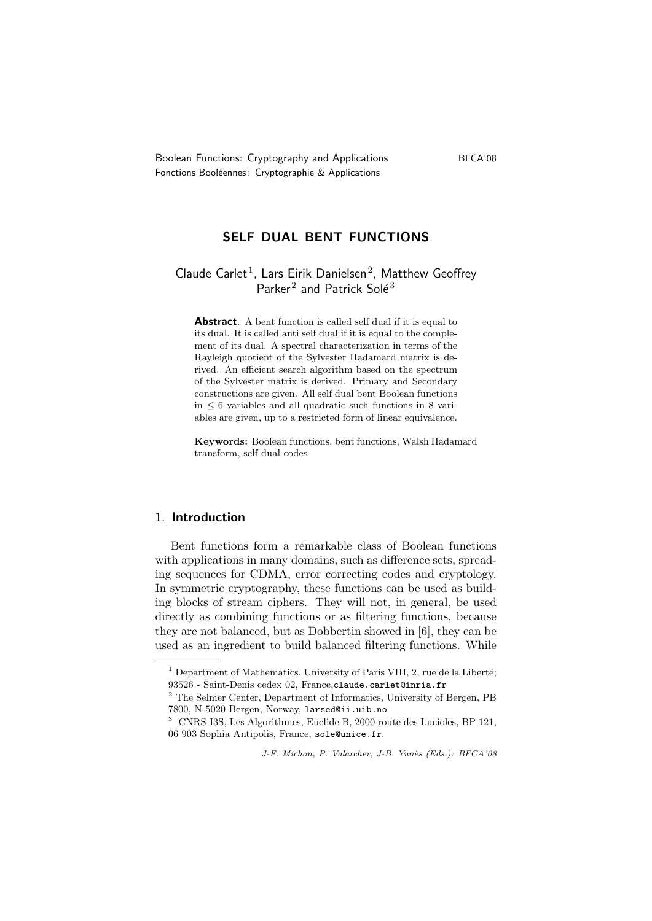Boolean Functions: Cryptography and Applications BFCA'08
Fonctions Booléennes : Cryptographie & Applications

# SELF DUAL BENT FUNCTIONS

Claude Carlet[1], Lars Eirik Danielsen[2], Matthew Geoffrey Parker[2] and Patrick Solé[3]

**Abstract**. A bent function is called self dual if it is equal to its dual. It is called anti self dual if it is equal to the complement of its dual. A spectral characterization in terms of the Rayleigh quotient of the Sylvester Hadamard matrix is derived. An efficient search algorithm based on the spectrum of the Sylvester matrix is derived. Primary and Secondary constructions are given. All self dual bent Boolean functions in $\leq 6$ variables and all quadratic such functions in 8 variables are given, up to a restricted form of linear equivalence.

**Keywords:** Boolean functions, bent functions, Walsh Hadamard transform, self dual codes

## 1. Introduction

Bent functions form a remarkable class of Boolean functions with applications in many domains, such as difference sets, spreading sequences for CDMA, error correcting codes and cryptology. In symmetric cryptography, these functions can be used as building blocks of stream ciphers. They will not, in general, be used directly as combining functions or as filtering functions, because they are not balanced, but as Dobbertin showed in [6], they can be used as an ingredient to build balanced filtering functions. While

[1] Department of Mathematics, University of Paris VIII, 2, rue de la Liberté; 93526 - Saint-Denis cedex 02, France,claude.carlet@inria.fr

[2] The Selmer Center, Department of Informatics, University of Bergen, PB 7800, N-5020 Bergen, Norway, larsed@ii.uib.no

[3] CNRS-I3S, Les Algorithmes, Euclide B, 2000 route des Lucioles, BP 121, 06 903 Sophia Antipolis, France, sole@unice.fr.

*J-F. Michon, P. Valarcher, J-B. Yunès (Eds.): BFCA'08*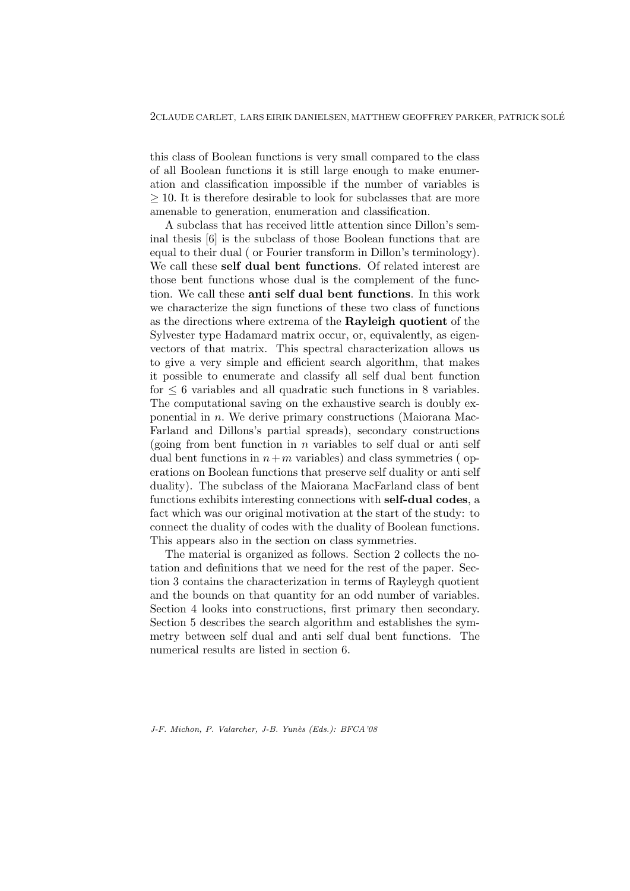this class of Boolean functions is very small compared to the class of all Boolean functions it is still large enough to make enumeration and classification impossible if the number of variables is $\geq 10$. It is therefore desirable to look for subclasses that are more amenable to generation, enumeration and classification.

A subclass that has received little attention since Dillon's seminal thesis [6] is the subclass of those Boolean functions that are equal to their dual ( or Fourier transform in Dillon's terminology). We call these **self dual bent functions**. Of related interest are those bent functions whose dual is the complement of the function. We call these **anti self dual bent functions**. In this work we characterize the sign functions of these two class of functions as the directions where extrema of the **Rayleigh quotient** of the Sylvester type Hadamard matrix occur, or, equivalently, as eigenvectors of that matrix. This spectral characterization allows us to give a very simple and efficient search algorithm, that makes it possible to enumerate and classify all self dual bent function for $\leq 6$ variables and all quadratic such functions in 8 variables. The computational saving on the exhaustive search is doubly exponential in $n$. We derive primary constructions (Maiorana MacFarland and Dillons's partial spreads), secondary constructions (going from bent function in $n$ variables to self dual or anti self dual bent functions in $n+m$ variables) and class symmetries ( operations on Boolean functions that preserve self duality or anti self duality). The subclass of the Maiorana MacFarland class of bent functions exhibits interesting connections with **self-dual codes**, a fact which was our original motivation at the start of the study: to connect the duality of codes with the duality of Boolean functions. This appears also in the section on class symmetries.

The material is organized as follows. Section 2 collects the notation and definitions that we need for the rest of the paper. Section 3 contains the characterization in terms of Rayleygh quotient and the bounds on that quantity for an odd number of variables. Section 4 looks into constructions, first primary then secondary. Section 5 describes the search algorithm and establishes the symmetry between self dual and anti self dual bent functions. The numerical results are listed in section 6.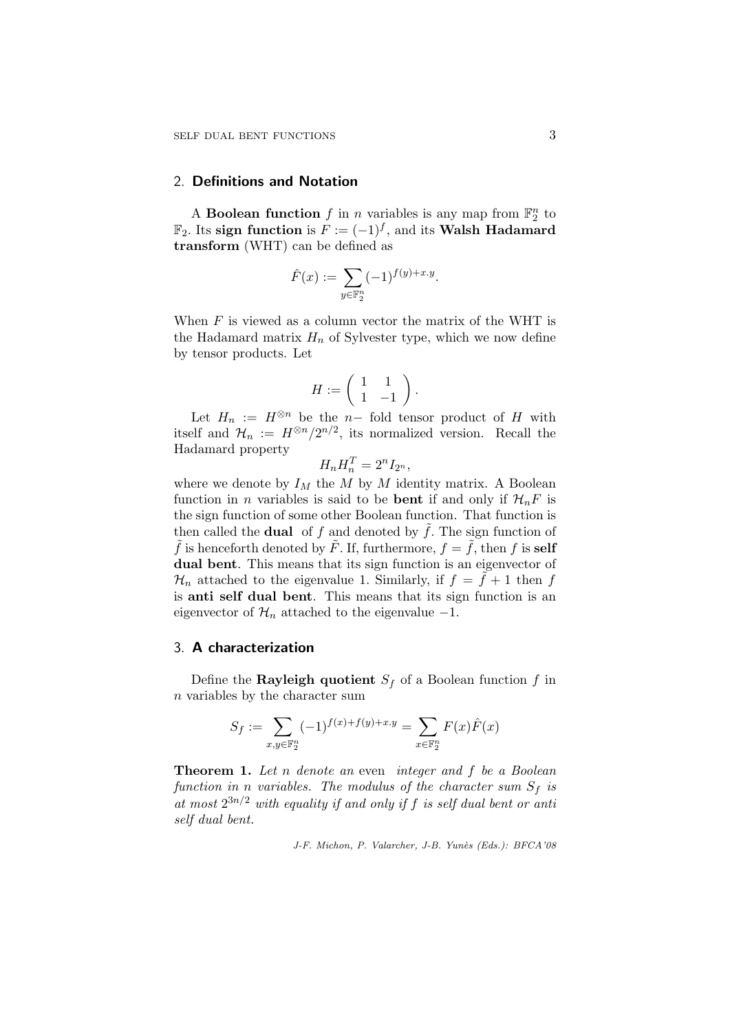## 2. **Definitions and Notation**

A **Boolean function** $f$ in $n$ variables is any map from $\mathbb{F}_2^n$ to $\mathbb{F}_2$. Its **sign function** is $F := (-1)^f$, and its **Walsh Hadamard transform** (WHT) can be defined as

$$\hat{F}(x) := \sum_{y \in \mathbb{F}_2^n} (-1)^{f(y)+x.y}.$$

When $F$ is viewed as a column vector the matrix of the WHT is the Hadamard matrix $H_n$ of Sylvester type, which we now define by tensor products. Let

$$H := \begin{pmatrix} 1 & 1 \\ 1 & -1 \end{pmatrix}.$$

Let $H_n := H^{\otimes n}$ be the $n-$ fold tensor product of $H$ with itself and $\mathcal{H}_n := H^{\otimes n}/2^{n/2}$, its normalized version. Recall the Hadamard property

$$H_n H_n^T = 2^n I_{2^n},$$

where we denote by $I_M$ the $M$ by $M$ identity matrix. A Boolean function in $n$ variables is said to be **bent** if and only if $\mathcal{H}_n F$ is the sign function of some other Boolean function. That function is then called the **dual** of $f$ and denoted by $\tilde{f}$. The sign function of $\tilde{f}$ is henceforth denoted by $\tilde{F}$. If, furthermore, $f = \tilde{f}$, then $f$ is **self dual bent**. This means that its sign function is an eigenvector of $\mathcal{H}_n$ attached to the eigenvalue 1. Similarly, if $f = \tilde{f} + 1$ then $f$ is **anti self dual bent**. This means that its sign function is an eigenvector of $\mathcal{H}_n$ attached to the eigenvalue $-1$.

## 3. **A characterization**

Define the **Rayleigh quotient** $S_f$ of a Boolean function $f$ in $n$ variables by the character sum

$$S_f := \sum_{x,y \in \mathbb{F}_2^n} (-1)^{f(x)+f(y)+x.y} = \sum_{x \in \mathbb{F}_2^n} F(x)\hat{F}(x)$$

**Theorem 1.** *Let $n$ denote an* even *integer and $f$ be a Boolean function in $n$ variables. The modulus of the character sum $S_f$ is at most $2^{3n/2}$ with equality if and only if $f$ is self dual bent or anti self dual bent.*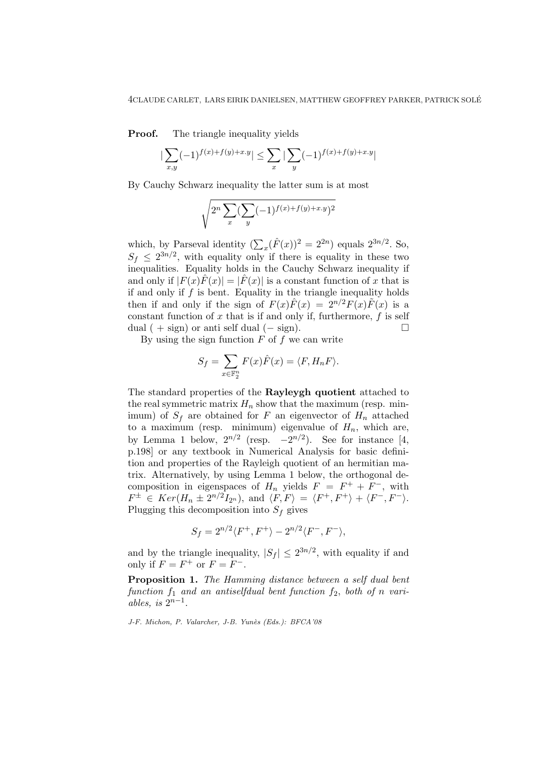**Proof.** The triangle inequality yields

$$|\sum_{x,y}(-1)^{f(x)+f(y)+x.y}| \leq \sum_{x} |\sum_{y}(-1)^{f(x)+f(y)+x.y}|$$

By Cauchy Schwarz inequality the latter sum is at most

$$\sqrt{2^n \sum_{x}(\sum_{y}(-1)^{f(x)+f(y)+x.y})^2}$$

which, by Parseval identity ($\sum_x(\hat{F}(x))^2 = 2^{2n}$) equals $2^{3n/2}$. So, $S_f \leq 2^{3n/2}$, with equality only if there is equality in these two inequalities. Equality holds in the Cauchy Schwarz inequality if and only if $|F(x)\hat{F}(x)| = |\hat{F}(x)|$ is a constant function of $x$ that is if and only if $f$ is bent. Equality in the triangle inequality holds then if and only if the sign of $F(x)\hat{F}(x) = 2^{n/2}F(x)\tilde{F}(x)$ is a constant function of $x$ that is if and only if, furthermore, $f$ is self dual ( + sign) or anti self dual (− sign). $\square$

By using the sign function $F$ of $f$ we can write

$$S_f = \sum_{x\in\mathbb{F}_2^n} F(x)\hat{F}(x) = \langle F, H_nF\rangle.$$

The standard properties of the **Rayleygh quotient** attached to the real symmetric matrix $H_n$ show that the maximum (resp. minimum) of $S_f$ are obtained for $F$ an eigenvector of $H_n$ attached to a maximum (resp. minimum) eigenvalue of $H_n$, which are, by Lemma 1 below, $2^{n/2}$ (resp. $-2^{n/2}$). See for instance [4, p.198] or any textbook in Numerical Analysis for basic definition and properties of the Rayleigh quotient of an hermitian matrix. Alternatively, by using Lemma 1 below, the orthogonal decomposition in eigenspaces of $H_n$ yields $F = F^+ + F^-$, with $F^\pm \in Ker(H_n \pm 2^{n/2}I_{2^n})$, and $\langle F, F\rangle = \langle F^+, F^+\rangle + \langle F^-, F^-\rangle$. Plugging this decomposition into $S_f$ gives

$$S_f = 2^{n/2}\langle F^+, F^+\rangle - 2^{n/2}\langle F^-, F^-\rangle,$$

and by the triangle inequality, $|S_f| \leq 2^{3n/2}$, with equality if and only if $F = F^+$ or $F = F^-$.

**Proposition 1.** *The Hamming distance between a self dual bent function $f_1$ and an antiselfdual bent function $f_2$, both of $n$ variables, is $2^{n-1}$.*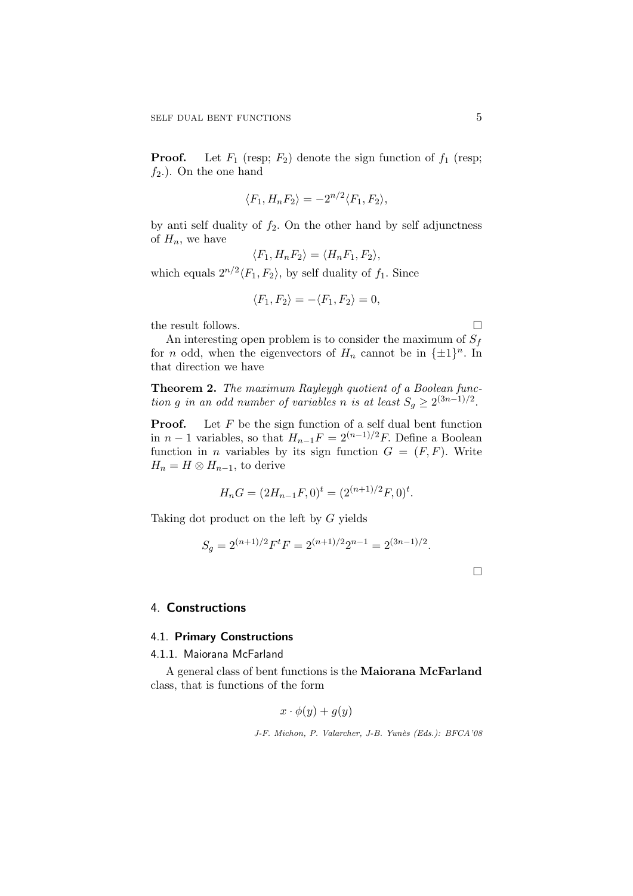**Proof.** Let $F_1$ (resp; $F_2$) denote the sign function of $f_1$ (resp; $f_2$.). On the one hand

$$\langle F_1, H_n F_2 \rangle = -2^{n/2} \langle F_1, F_2 \rangle,$$

by anti self duality of $f_2$. On the other hand by self adjunctness of $H_n$, we have

$$\langle F_1, H_n F_2 \rangle = \langle H_n F_1, F_2 \rangle,$$

which equals $2^{n/2} \langle F_1, F_2 \rangle$, by self duality of $f_1$. Since

$$\langle F_1, F_2 \rangle = -\langle F_1, F_2 \rangle = 0,$$

the result follows. □

An interesting open problem is to consider the maximum of $S_f$ for $n$ odd, when the eigenvectors of $H_n$ cannot be in $\{\pm 1\}^n$. In that direction we have

**Theorem 2.** *The maximum Rayleygh quotient of a Boolean function $g$ in an odd number of variables $n$ is at least $S_g \geq 2^{(3n-1)/2}$.*

**Proof.** Let $F$ be the sign function of a self dual bent function in $n-1$ variables, so that $H_{n-1} F = 2^{(n-1)/2} F$. Define a Boolean function in $n$ variables by its sign function $G = (F, F)$. Write $H_n = H \otimes H_{n-1}$, to derive

$$H_n G = (2 H_{n-1} F, 0)^t = (2^{(n+1)/2} F, 0)^t.$$

Taking dot product on the left by $G$ yields

$$S_g = 2^{(n+1)/2} F^t F = 2^{(n+1)/2} 2^{n-1} = 2^{(3n-1)/2}.$$

□

## 4. Constructions

### 4.1. Primary Constructions

#### 4.1.1. Maiorana McFarland

A general class of bent functions is the **Maiorana McFarland** class, that is functions of the form

$$x \cdot \phi(y) + g(y)$$

*J-F. Michon, P. Valarcher, J-B. Yunès (Eds.): BFCA'08*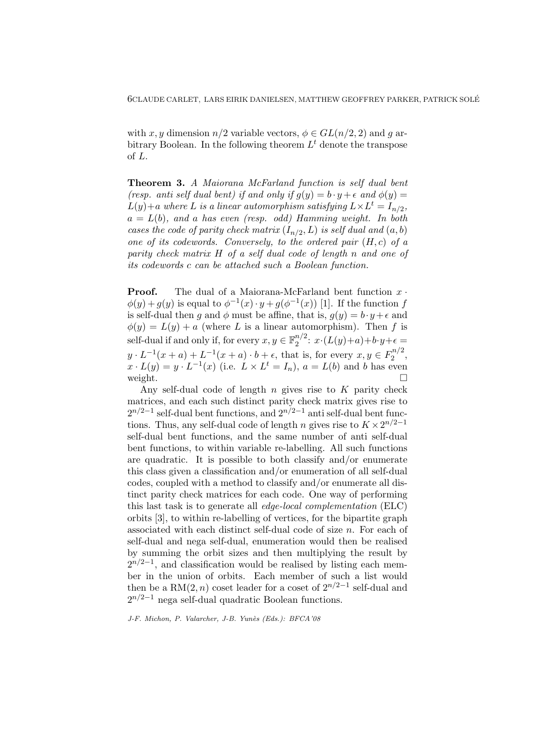with $x, y$ dimension $n/2$ variable vectors, $\phi \in GL(n/2, 2)$ and $g$ arbitrary Boolean. In the following theorem $L^t$ denote the transpose of $L$.

**Theorem 3.** *A Maiorana McFarland function is self dual bent (resp. anti self dual bent) if and only if $g(y) = b \cdot y + \epsilon$ and $\phi(y) = L(y) + a$ where $L$ is a linear automorphism satisfying $L \times L^t = I_{n/2}$, $a = L(b)$, and $a$ has even (resp. odd) Hamming weight. In both cases the code of parity check matrix $(I_{n/2}, L)$ is self dual and $(a, b)$ one of its codewords. Conversely, to the ordered pair $(H, c)$ of a parity check matrix $H$ of a self dual code of length $n$ and one of its codewords $c$ can be attached such a Boolean function.*

**Proof.** The dual of a Maiorana-McFarland bent function $x \cdot \phi(y) + g(y)$ is equal to $\phi^{-1}(x) \cdot y + g(\phi^{-1}(x))$ [1]. If the function $f$ is self-dual then $g$ and $\phi$ must be affine, that is, $g(y) = b \cdot y + \epsilon$ and $\phi(y) = L(y) + a$ (where $L$ is a linear automorphism). Then $f$ is self-dual if and only if, for every $x, y \in \mathbb{F}_2^{n/2}$: $x \cdot (L(y) + a) + b \cdot y + \epsilon = y \cdot L^{-1}(x + a) + L^{-1}(x + a) \cdot b + \epsilon$, that is, for every $x, y \in F_2^{n/2}$, $x \cdot L(y) = y \cdot L^{-1}(x)$ (i.e. $L \times L^t = I_n$), $a = L(b)$ and $b$ has even weight. $\square$

Any self-dual code of length $n$ gives rise to $K$ parity check matrices, and each such distinct parity check matrix gives rise to $2^{n/2-1}$ self-dual bent functions, and $2^{n/2-1}$ anti self-dual bent functions. Thus, any self-dual code of length $n$ gives rise to $K \times 2^{n/2-1}$ self-dual bent functions, and the same number of anti self-dual bent functions, to within variable re-labelling. All such functions are quadratic. It is possible to both classify and/or enumerate this class given a classification and/or enumeration of all self-dual codes, coupled with a method to classify and/or enumerate all distinct parity check matrices for each code. One way of performing this last task is to generate all *edge-local complementation* (ELC) orbits [3], to within re-labelling of vertices, for the bipartite graph associated with each distinct self-dual code of size $n$. For each of self-dual and nega self-dual, enumeration would then be realised by summing the orbit sizes and then multiplying the result by $2^{n/2-1}$, and classification would be realised by listing each member in the union of orbits. Each member of such a list would then be a RM$(2, n)$ coset leader for a coset of $2^{n/2-1}$ self-dual and $2^{n/2-1}$ nega self-dual quadratic Boolean functions.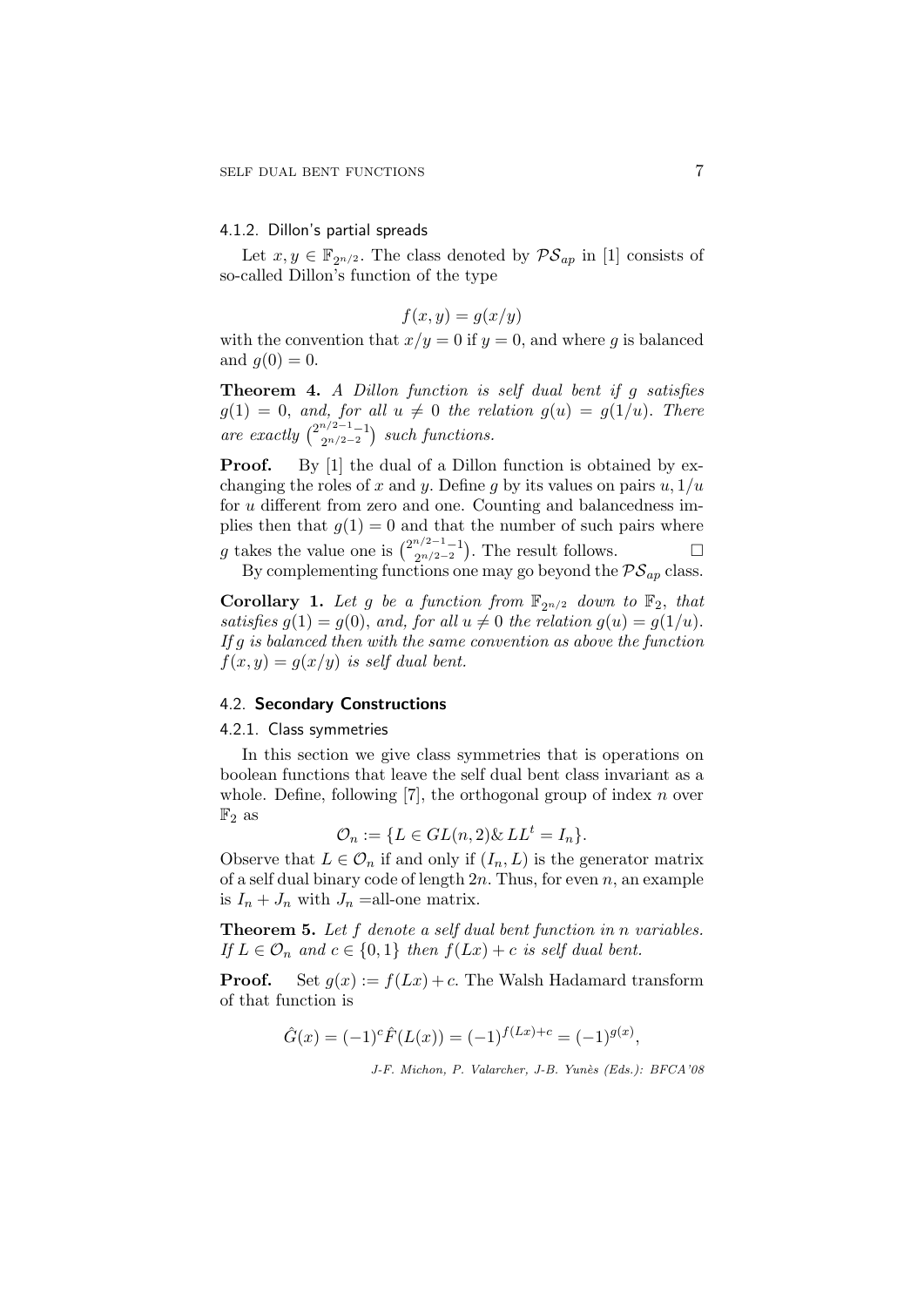#### 4.1.2. Dillon's partial spreads

Let $x, y \in \mathbb{F}_{2^{n/2}}$. The class denoted by $\mathcal{PS}_{ap}$ in [1] consists of so-called Dillon's function of the type

$$f(x, y) = g(x/y)$$

with the convention that $x/y = 0$ if $y = 0$, and where $g$ is balanced and $g(0) = 0$.

**Theorem 4.** *A Dillon function is self dual bent if $g$ satisfies $g(1) = 0$, and, for all $u \neq 0$ the relation $g(u) = g(1/u)$. There are exactly $\binom{2^{n/2-1}-1}{2^{n/2-2}}$ such functions.*

**Proof.** By [1] the dual of a Dillon function is obtained by exchanging the roles of $x$ and $y$. Define $g$ by its values on pairs $u, 1/u$ for $u$ different from zero and one. Counting and balancedness implies then that $g(1) = 0$ and that the number of such pairs where $g$ takes the value one is $\binom{2^{n/2-1}-1}{2^{n/2-2}}$. The result follows. $\square$

By complementing functions one may go beyond the $\mathcal{PS}_{ap}$ class.

**Corollary 1.** *Let $g$ be a function from $\mathbb{F}_{2^{n/2}}$ down to $\mathbb{F}_2$, that satisfies $g(1) = g(0)$, and, for all $u \neq 0$ the relation $g(u) = g(1/u)$. If $g$ is balanced then with the same convention as above the function $f(x, y) = g(x/y)$ is self dual bent.*

### 4.2. Secondary Constructions

#### 4.2.1. Class symmetries

In this section we give class symmetries that is operations on boolean functions that leave the self dual bent class invariant as a whole. Define, following [7], the orthogonal group of index $n$ over $\mathbb{F}_2$ as

$$\mathcal{O}_n := \{L \in GL(n, 2) \& LL^t = I_n\}.$$

Observe that $L \in \mathcal{O}_n$ if and only if $(I_n, L)$ is the generator matrix of a self dual binary code of length $2n$. Thus, for even $n$, an example is $I_n + J_n$ with $J_n$ =all-one matrix.

**Theorem 5.** *Let $f$ denote a self dual bent function in $n$ variables. If $L \in \mathcal{O}_n$ and $c \in \{0, 1\}$ then $f(Lx) + c$ is self dual bent.*

**Proof.** Set $g(x) := f(Lx) + c$. The Walsh Hadamard transform of that function is

$$\hat{G}(x) = (-1)^c \hat{F}(L(x)) = (-1)^{f(Lx)+c} = (-1)^{g(x)},$$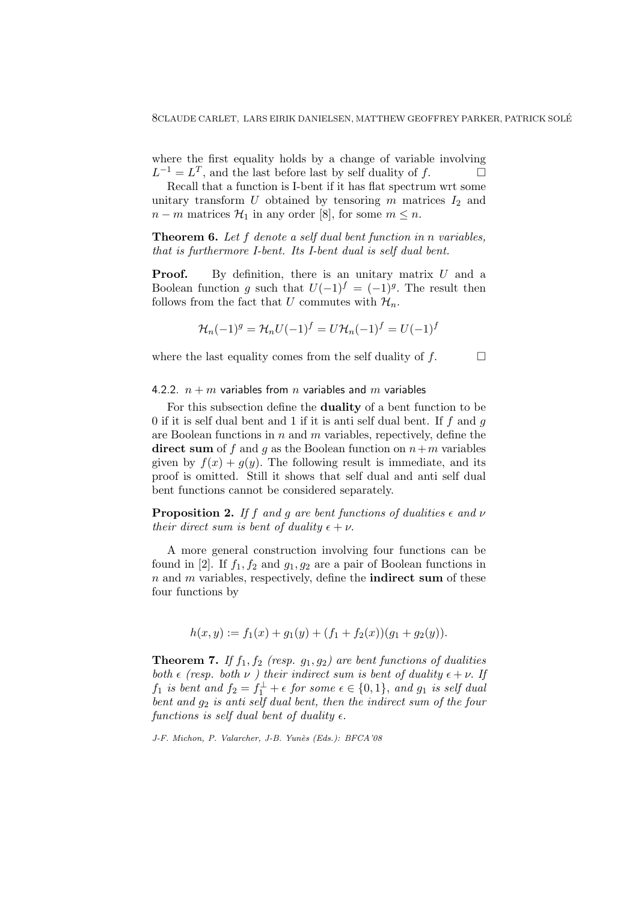where the first equality holds by a change of variable involving $L^{-1} = L^T$, and the last before last by self duality of $f$. □

Recall that a function is I-bent if it has flat spectrum wrt some unitary transform $U$ obtained by tensoring $m$ matrices $I_2$ and $n-m$ matrices $\mathcal{H}_1$ in any order [8], for some $m \leq n$.

**Theorem 6.** *Let $f$ denote a self dual bent function in $n$ variables, that is furthermore I-bent. Its I-bent dual is self dual bent.*

**Proof.** By definition, there is an unitary matrix $U$ and a Boolean function $g$ such that $U(-1)^f = (-1)^g$. The result then follows from the fact that $U$ commutes with $\mathcal{H}_n$.

$$\mathcal{H}_n(-1)^g = \mathcal{H}_n U(-1)^f = U\mathcal{H}_n(-1)^f = U(-1)^f$$

where the last equality comes from the self duality of $f$. □

#### 4.2.2. $n+m$ variables from $n$ variables and $m$ variables

For this subsection define the **duality** of a bent function to be 0 if it is self dual bent and 1 if it is anti self dual bent. If $f$ and $g$ are Boolean functions in $n$ and $m$ variables, repectively, define the **direct sum** of $f$ and $g$ as the Boolean function on $n+m$ variables given by $f(x)+g(y)$. The following result is immediate, and its proof is omitted. Still it shows that self dual and anti self dual bent functions cannot be considered separately.

**Proposition 2.** *If $f$ and $g$ are bent functions of dualities $\epsilon$ and $\nu$ their direct sum is bent of duality $\epsilon + \nu$.*

A more general construction involving four functions can be found in [2]. If $f_1, f_2$ and $g_1, g_2$ are a pair of Boolean functions in $n$ and $m$ variables, respectively, define the **indirect sum** of these four functions by

$$h(x,y) := f_1(x) + g_1(y) + (f_1 + f_2(x))(g_1 + g_2(y)).$$

**Theorem 7.** *If $f_1, f_2$ (resp. $g_1, g_2$) are bent functions of dualities both $\epsilon$ (resp. both $\nu$ ) their indirect sum is bent of duality $\epsilon + \nu$. If $f_1$ is bent and $f_2 = f_1^{\perp} + \epsilon$ for some $\epsilon \in \{0,1\}$, and $g_1$ is self dual bent and $g_2$ is anti self dual bent, then the indirect sum of the four functions is self dual bent of duality $\epsilon$.*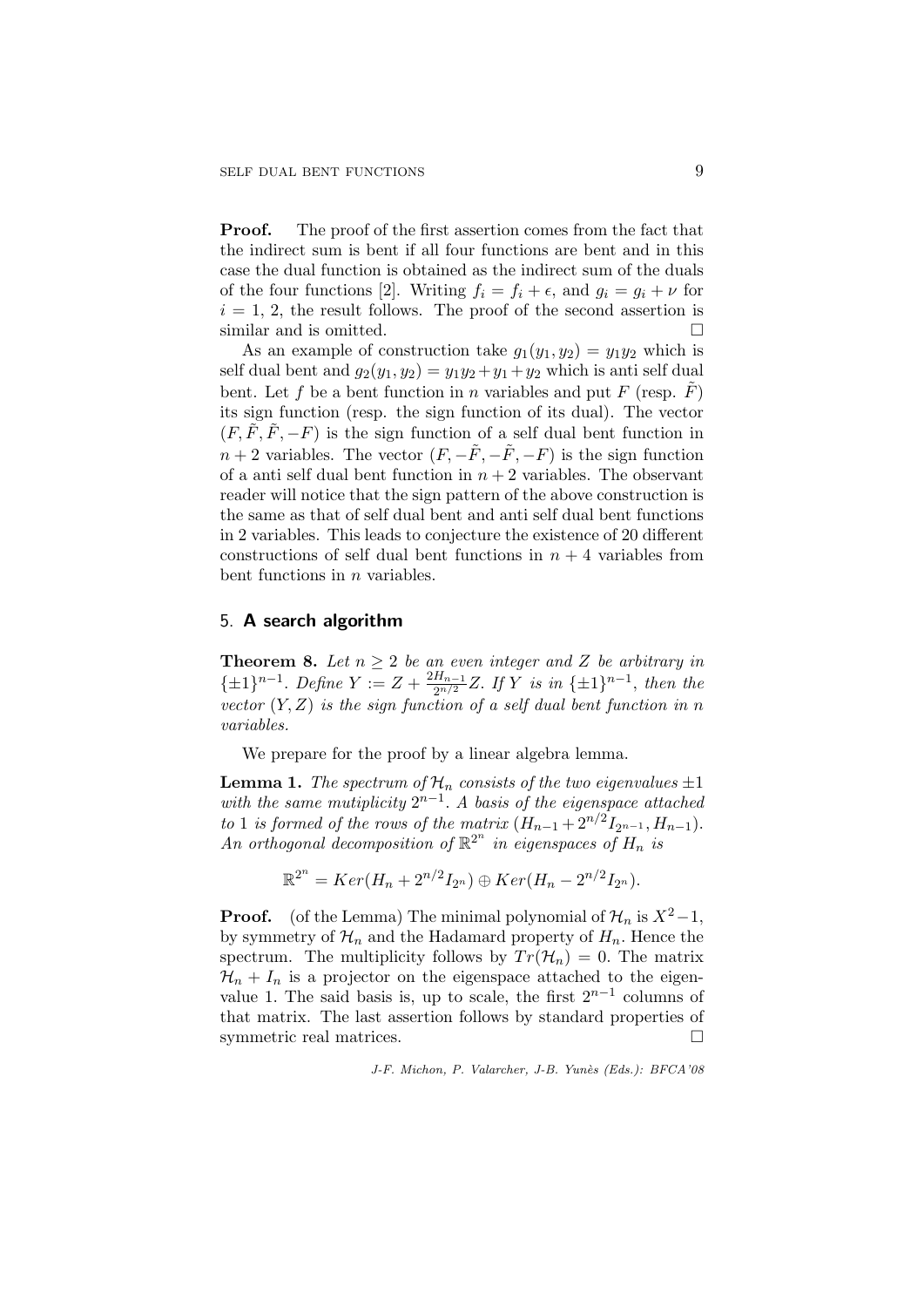**Proof.** The proof of the first assertion comes from the fact that the indirect sum is bent if all four functions are bent and in this case the dual function is obtained as the indirect sum of the duals of the four functions [2]. Writing $f_i = f_i + \epsilon$, and $g_i = g_i + \nu$ for $i = 1, 2$, the result follows. The proof of the second assertion is similar and is omitted. □

As an example of construction take $g_1(y_1, y_2) = y_1y_2$ which is self dual bent and $g_2(y_1, y_2) = y_1y_2 + y_1 + y_2$ which is anti self dual bent. Let $f$ be a bent function in $n$ variables and put $F$ (resp. $\tilde{F}$) its sign function (resp. the sign function of its dual). The vector $(F, \tilde{F}, \tilde{F}, -F)$ is the sign function of a self dual bent function in $n+2$ variables. The vector $(F, -\tilde{F}, -\tilde{F}, -F)$ is the sign function of a anti self dual bent function in $n+2$ variables. The observant reader will notice that the sign pattern of the above construction is the same as that of self dual bent and anti self dual bent functions in 2 variables. This leads to conjecture the existence of 20 different constructions of self dual bent functions in $n+4$ variables from bent functions in $n$ variables.

## 5. **A search algorithm**

**Theorem 8.** *Let $n \geq 2$ be an even integer and $Z$ be arbitrary in $\{\pm 1\}^{n-1}$. Define $Y := Z + \frac{2H_{n-1}}{2^{n/2}}Z$. If $Y$ is in $\{\pm 1\}^{n-1}$, then the vector $(Y, Z)$ is the sign function of a self dual bent function in $n$ variables.*

We prepare for the proof by a linear algebra lemma.

**Lemma 1.** *The spectrum of $\mathcal{H}_n$ consists of the two eigenvalues $\pm 1$ with the same mutiplicity $2^{n-1}$. A basis of the eigenspace attached to 1 is formed of the rows of the matrix $(H_{n-1} + 2^{n/2}I_{2^{n-1}}, H_{n-1})$. An orthogonal decomposition of $\mathbb{R}^{2^n}$ in eigenspaces of $H_n$ is*

$$\mathbb{R}^{2^n} = Ker(H_n + 2^{n/2}I_{2^n}) \oplus Ker(H_n - 2^{n/2}I_{2^n}).$$

**Proof.** (of the Lemma) The minimal polynomial of $\mathcal{H}_n$ is $X^2 - 1$, by symmetry of $\mathcal{H}_n$ and the Hadamard property of $H_n$. Hence the spectrum. The multiplicity follows by $Tr(\mathcal{H}_n) = 0$. The matrix $\mathcal{H}_n + I_n$ is a projector on the eigenspace attached to the eigenvalue 1. The said basis is, up to scale, the first $2^{n-1}$ columns of that matrix. The last assertion follows by standard properties of symmetric real matrices. □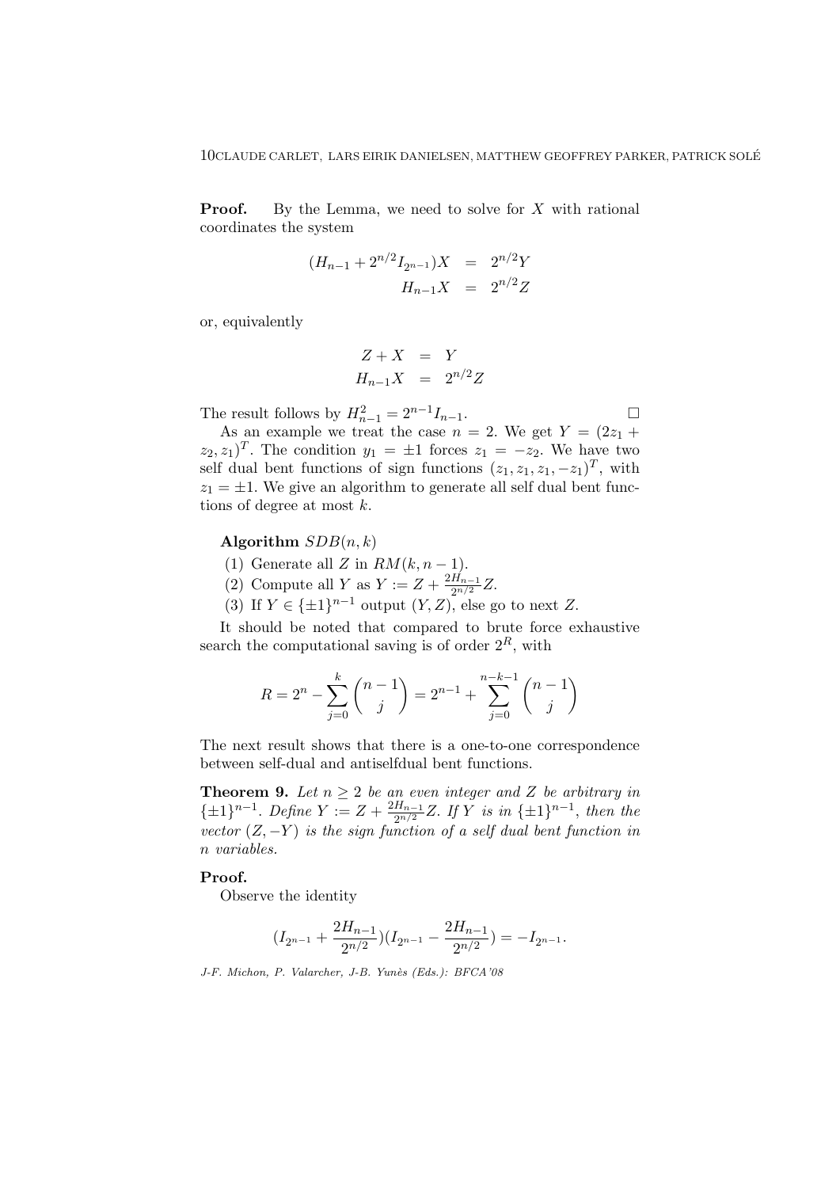**Proof.** By the Lemma, we need to solve for $X$ with rational coordinates the system

$$\begin{aligned}(H_{n-1} + 2^{n/2} I_{2^{n-1}})X &= 2^{n/2} Y \\ H_{n-1} X &= 2^{n/2} Z\end{aligned}$$

or, equivalently

$$\begin{aligned}Z + X &= Y \\ H_{n-1} X &= 2^{n/2} Z\end{aligned}$$

The result follows by $H_{n-1}^2 = 2^{n-1} I_{n-1}$. □

As an example we treat the case $n = 2$. We get $Y = (2z_1 + z_2, z_1)^T$. The condition $y_1 = \pm 1$ forces $z_1 = -z_2$. We have two self dual bent functions of sign functions $(z_1, z_1, z_1, -z_1)^T$, with $z_1 = \pm 1$. We give an algorithm to generate all self dual bent functions of degree at most $k$.

**Algorithm** $SDB(n, k)$

1. Generate all $Z$ in $RM(k, n-1)$.
2. Compute all $Y$ as $Y := Z + \frac{2H_{n-1}}{2^{n/2}} Z$.
3. If $Y \in \{\pm 1\}^{n-1}$ output $(Y, Z)$, else go to next $Z$.

It should be noted that compared to brute force exhaustive search the computational saving is of order $2^R$, with

$$R = 2^n - \sum_{j=0}^{k} \binom{n-1}{j} = 2^{n-1} + \sum_{j=0}^{n-k-1} \binom{n-1}{j}$$

The next result shows that there is a one-to-one correspondence between self-dual and antiselfdual bent functions.

**Theorem 9.** *Let $n \geq 2$ be an even integer and $Z$ be arbitrary in $\{\pm 1\}^{n-1}$. Define $Y := Z + \frac{2H_{n-1}}{2^{n/2}} Z$. If $Y$ is in $\{\pm 1\}^{n-1}$, then the vector $(Z, -Y)$ is the sign function of a self dual bent function in $n$ variables.*

**Proof.**

Observe the identity

$$(I_{2^{n-1}} + \frac{2H_{n-1}}{2^{n/2}})(I_{2^{n-1}} - \frac{2H_{n-1}}{2^{n/2}}) = -I_{2^{n-1}}.$$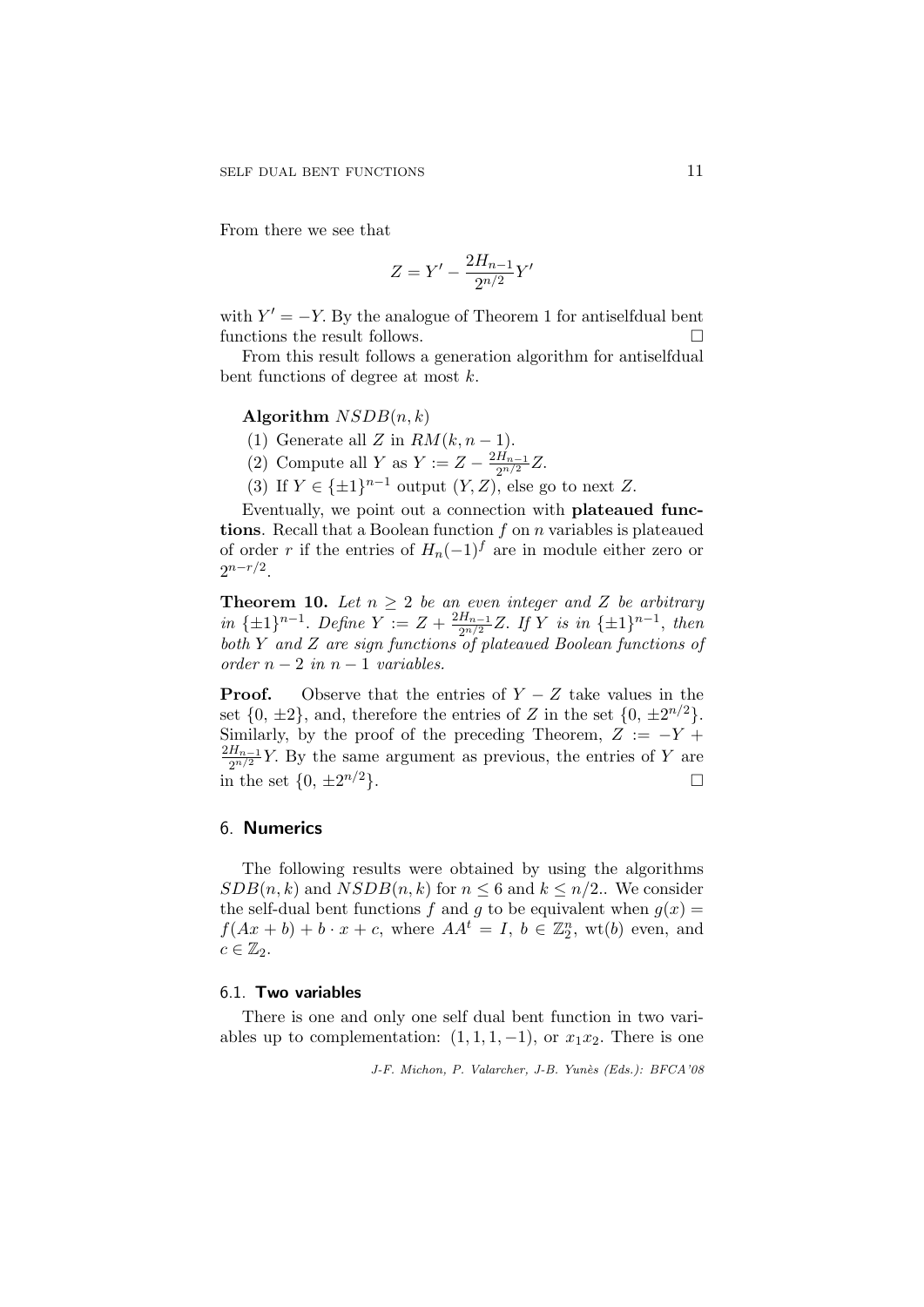From there we see that

$$Z = Y' - \frac{2H_{n-1}}{2^{n/2}}Y'$$

with $Y' = -Y$. By the analogue of Theorem 1 for antiselfdual bent functions the result follows. □

From this result follows a generation algorithm for antiselfdual bent functions of degree at most $k$.

**Algorithm** $NSDB(n, k)$

1. Generate all $Z$ in $RM(k, n-1)$.
2. Compute all $Y$ as $Y := Z - \frac{2H_{n-1}}{2^{n/2}}Z$.
3. If $Y \in \{\pm 1\}^{n-1}$ output $(Y, Z)$, else go to next $Z$.

Eventually, we point out a connection with **plateaued functions**. Recall that a Boolean function $f$ on $n$ variables is plateaued of order $r$ if the entries of $H_n(-1)^f$ are in module either zero or $2^{n-r/2}$.

**Theorem 10.** *Let $n \geq 2$ be an even integer and $Z$ be arbitrary in $\{\pm 1\}^{n-1}$. Define $Y := Z + \frac{2H_{n-1}}{2^{n/2}}Z$. If $Y$ is in $\{\pm 1\}^{n-1}$, then both $Y$ and $Z$ are sign functions of plateaued Boolean functions of order $n-2$ in $n-1$ variables.*

**Proof.** Observe that the entries of $Y - Z$ take values in the set $\{0, \pm 2\}$, and, therefore the entries of $Z$ in the set $\{0, \pm 2^{n/2}\}$. Similarly, by the proof of the preceding Theorem, $Z := -Y + \frac{2H_{n-1}}{2^{n/2}}Y$. By the same argument as previous, the entries of $Y$ are in the set $\{0, \pm 2^{n/2}\}$. □

## 6. Numerics

The following results were obtained by using the algorithms $SDB(n, k)$ and $NSDB(n, k)$ for $n \leq 6$ and $k \leq n/2$.. We consider the self-dual bent functions $f$ and $g$ to be equivalent when $g(x) = f(Ax + b) + b \cdot x + c$, where $AA^t = I$, $b \in \mathbb{Z}_2^n$, wt$(b)$ even, and $c \in \mathbb{Z}_2$.

### 6.1. Two variables

There is one and only one self dual bent function in two variables up to complementation: $(1, 1, 1, -1)$, or $x_1x_2$. There is one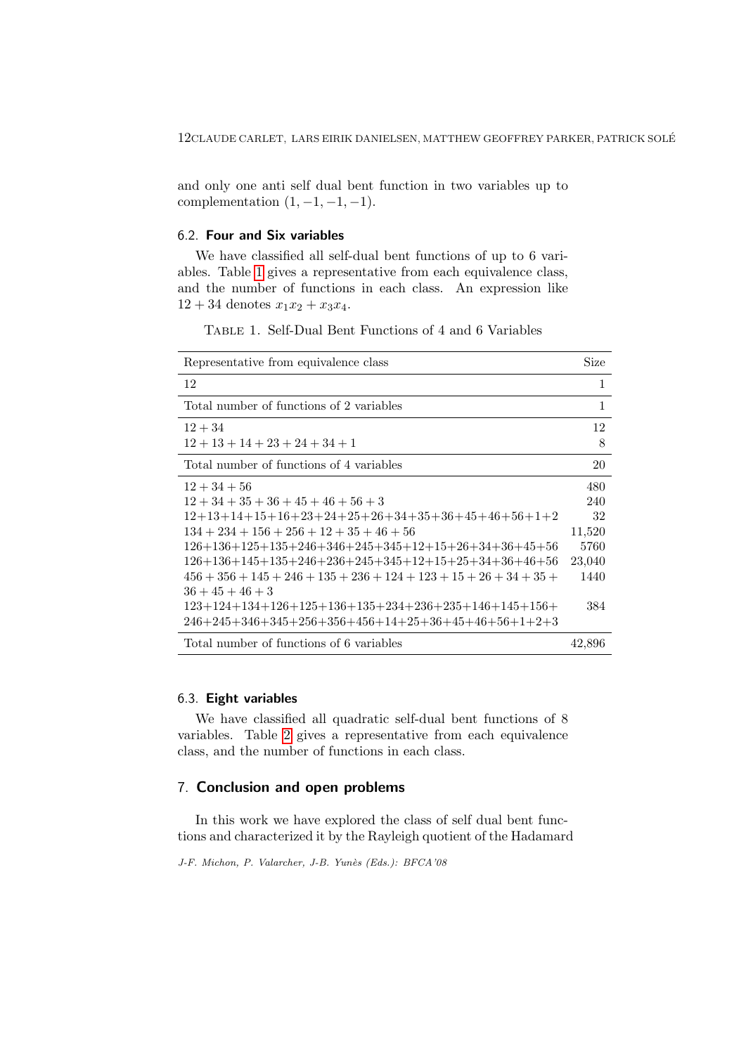and only one anti self dual bent function in two variables up to complementation $(1, -1, -1, -1)$.

### 6.2. **Four and Six variables**

We have classified all self-dual bent functions of up to 6 variables. Table 1 gives a representative from each equivalence class, and the number of functions in each class. An expression like $12 + 34$ denotes $x_1x_2 + x_3x_4$.

Table 1. Self-Dual Bent Functions of 4 and 6 Variables

| Representative from equivalence class | Size |
|---|---|
| 12 | 1 |
| Total number of functions of 2 variables | 1 |
| 12 + 34 | 12 |
| 12 + 13 + 14 + 23 + 24 + 34 + 1 | 8 |
| Total number of functions of 4 variables | 20 |
| 12 + 34 + 56 | 480 |
| 12 + 34 + 35 + 36 + 45 + 46 + 56 + 3 | 240 |
| 12+13+14+15+16+23+24+25+26+34+35+36+45+46+56+1+2 | 32 |
| 134 + 234 + 156 + 256 + 12 + 35 + 46 + 56 | 11,520 |
| 126+136+125+135+246+346+245+345+12+15+26+34+36+45+56 | 5760 |
| 126+136+145+135+246+236+245+345+12+15+25+34+36+46+56 | 23,040 |
| 456 + 356 + 145 + 246 + 135 + 236 + 124 + 123 + 15 + 26 + 34 + 35 + 36 + 45 + 46 + 3 | 1440 |
| 123+124+134+126+125+136+135+234+236+235+146+145+156+ 246+245+346+345+256+356+456+14+25+36+45+46+56+1+2+3 | 384 |
| Total number of functions of 6 variables | 42,896 |

### 6.3. **Eight variables**

We have classified all quadratic self-dual bent functions of 8 variables. Table 2 gives a representative from each equivalence class, and the number of functions in each class.

## 7. **Conclusion and open problems**

In this work we have explored the class of self dual bent functions and characterized it by the Rayleigh quotient of the Hadamard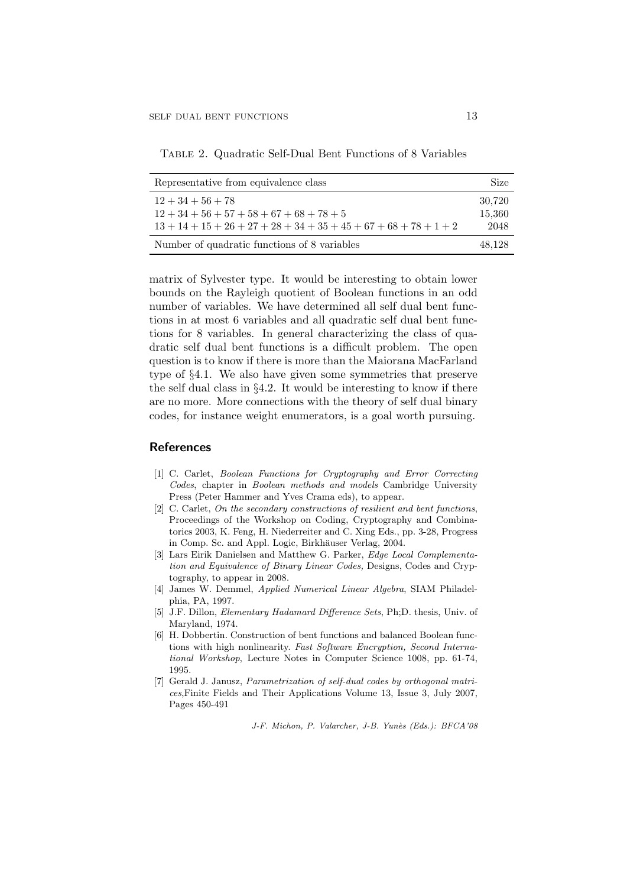Table 2. Quadratic Self-Dual Bent Functions of 8 Variables

| Representative from equivalence class | Size |
|---|---|
| $12 + 34 + 56 + 78$ | 30,720 |
| $12 + 34 + 56 + 57 + 58 + 67 + 68 + 78 + 5$ | 15,360 |
| $13 + 14 + 15 + 26 + 27 + 28 + 34 + 35 + 45 + 67 + 68 + 78 + 1 + 2$ | 2048 |
| Number of quadratic functions of 8 variables | 48,128 |

matrix of Sylvester type. It would be interesting to obtain lower bounds on the Rayleigh quotient of Boolean functions in an odd number of variables. We have determined all self dual bent functions in at most 6 variables and all quadratic self dual bent functions for 8 variables. In general characterizing the class of quadratic self dual bent functions is a difficult problem. The open question is to know if there is more than the Maiorana MacFarland type of §4.1. We also have given some symmetries that preserve the self dual class in §4.2. It would be interesting to know if there are no more. More connections with the theory of self dual binary codes, for instance weight enumerators, is a goal worth pursuing.

## References

[1] C. Carlet, *Boolean Functions for Cryptography and Error Correcting Codes*, chapter in *Boolean methods and models* Cambridge University Press (Peter Hammer and Yves Crama eds), to appear.

[2] C. Carlet, *On the secondary constructions of resilient and bent functions*, Proceedings of the Workshop on Coding, Cryptography and Combinatorics 2003, K. Feng, H. Niederreiter and C. Xing Eds., pp. 3-28, Progress in Comp. Sc. and Appl. Logic, Birkhäuser Verlag, 2004.

[3] Lars Eirik Danielsen and Matthew G. Parker, *Edge Local Complementation and Equivalence of Binary Linear Codes*, Designs, Codes and Cryptography, to appear in 2008.

[4] James W. Demmel, *Applied Numerical Linear Algebra*, SIAM Philadelphia, PA, 1997.

[5] J.F. Dillon, *Elementary Hadamard Difference Sets*, Ph;D. thesis, Univ. of Maryland, 1974.

[6] H. Dobbertin. Construction of bent functions and balanced Boolean functions with high nonlinearity. *Fast Software Encryption, Second International Workshop*, Lecture Notes in Computer Science 1008, pp. 61-74, 1995.

[7] Gerald J. Janusz, *Parametrization of self-dual codes by orthogonal matrices*,Finite Fields and Their Applications Volume 13, Issue 3, July 2007, Pages 450-491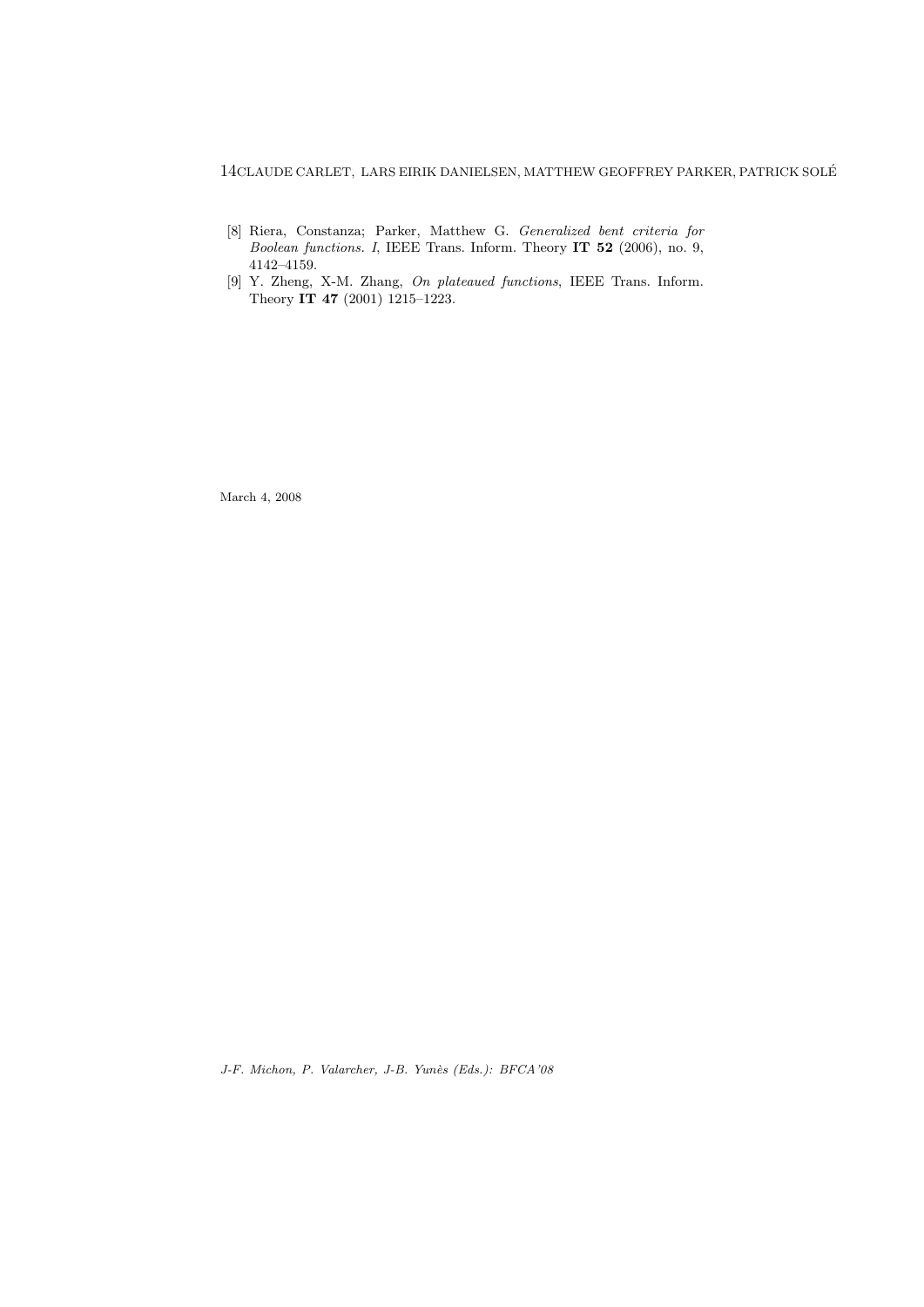[8] Riera, Constanza; Parker, Matthew G. *Generalized bent criteria for Boolean functions. I*, IEEE Trans. Inform. Theory **IT 52** (2006), no. 9, 4142–4159.

[9] Y. Zheng, X-M. Zhang, *On plateaued functions*, IEEE Trans. Inform. Theory **IT 47** (2001) 1215–1223.

March 4, 2008